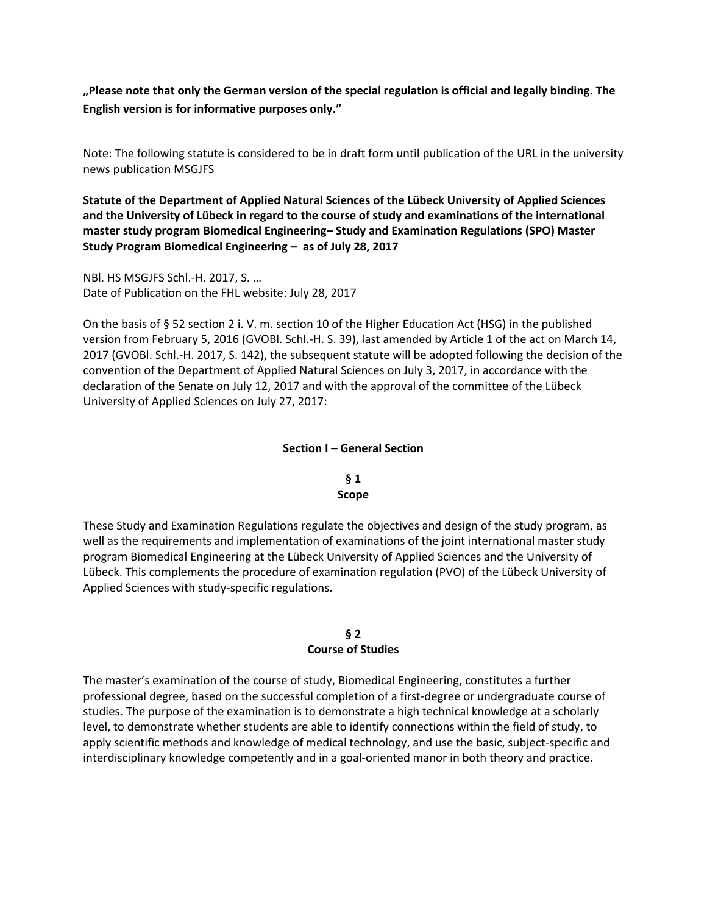**„Please note that only the German version of the special regulation is official and legally binding. The English version is for informative purposes only."**

Note: The following statute is considered to be in draft form until publication of the URL in the university news publication MSGJFS

**Statute of the Department of Applied Natural Sciences of the Lübeck University of Applied Sciences and the University of Lübeck in regard to the course of study and examinations of the international master study program Biomedical Engineering– Study and Examination Regulations (SPO) Master Study Program Biomedical Engineering – as of July 28, 2017**

NBl. HS MSGJFS Schl.-H. 2017, S. …
Date of Publication on the FHL website: July 28, 2017

On the basis of § 52 section 2 i. V. m. section 10 of the Higher Education Act (HSG) in the published version from February 5, 2016 (GVOBl. Schl.-H. S. 39), last amended by Article 1 of the act on March 14, 2017 (GVOBl. Schl.-H. 2017, S. 142), the subsequent statute will be adopted following the decision of the convention of the Department of Applied Natural Sciences on July 3, 2017, in accordance with the declaration of the Senate on July 12, 2017 and with the approval of the committee of the Lübeck University of Applied Sciences on July 27, 2017:

## Section I – General Section

### § 1
### Scope

These Study and Examination Regulations regulate the objectives and design of the study program, as well as the requirements and implementation of examinations of the joint international master study program Biomedical Engineering at the Lübeck University of Applied Sciences and the University of Lübeck. This complements the procedure of examination regulation (PVO) of the Lübeck University of Applied Sciences with study-specific regulations.

### § 2
### Course of Studies

The master's examination of the course of study, Biomedical Engineering, constitutes a further professional degree, based on the successful completion of a first-degree or undergraduate course of studies. The purpose of the examination is to demonstrate a high technical knowledge at a scholarly level, to demonstrate whether students are able to identify connections within the field of study, to apply scientific methods and knowledge of medical technology, and use the basic, subject-specific and interdisciplinary knowledge competently and in a goal-oriented manor in both theory and practice.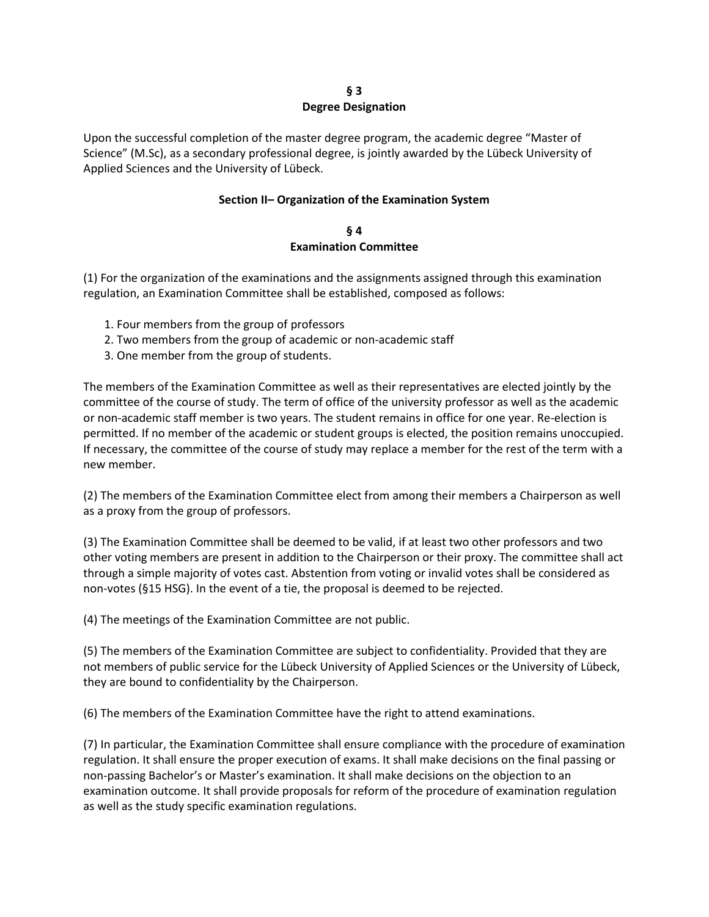## § 3
## Degree Designation

Upon the successful completion of the master degree program, the academic degree "Master of Science" (M.Sc), as a secondary professional degree, is jointly awarded by the Lübeck University of Applied Sciences and the University of Lübeck.

## Section II– Organization of the Examination System

## § 4
## Examination Committee

(1) For the organization of the examinations and the assignments assigned through this examination regulation, an Examination Committee shall be established, composed as follows:

1. Four members from the group of professors
2. Two members from the group of academic or non-academic staff
3. One member from the group of students.

The members of the Examination Committee as well as their representatives are elected jointly by the committee of the course of study. The term of office of the university professor as well as the academic or non-academic staff member is two years. The student remains in office for one year. Re-election is permitted. If no member of the academic or student groups is elected, the position remains unoccupied. If necessary, the committee of the course of study may replace a member for the rest of the term with a new member.

(2) The members of the Examination Committee elect from among their members a Chairperson as well as a proxy from the group of professors.

(3) The Examination Committee shall be deemed to be valid, if at least two other professors and two other voting members are present in addition to the Chairperson or their proxy. The committee shall act through a simple majority of votes cast. Abstention from voting or invalid votes shall be considered as non-votes (§15 HSG). In the event of a tie, the proposal is deemed to be rejected.

(4) The meetings of the Examination Committee are not public.

(5) The members of the Examination Committee are subject to confidentiality. Provided that they are not members of public service for the Lübeck University of Applied Sciences or the University of Lübeck, they are bound to confidentiality by the Chairperson.

(6) The members of the Examination Committee have the right to attend examinations.

(7) In particular, the Examination Committee shall ensure compliance with the procedure of examination regulation. It shall ensure the proper execution of exams. It shall make decisions on the final passing or non-passing Bachelor's or Master's examination. It shall make decisions on the objection to an examination outcome. It shall provide proposals for reform of the procedure of examination regulation as well as the study specific examination regulations.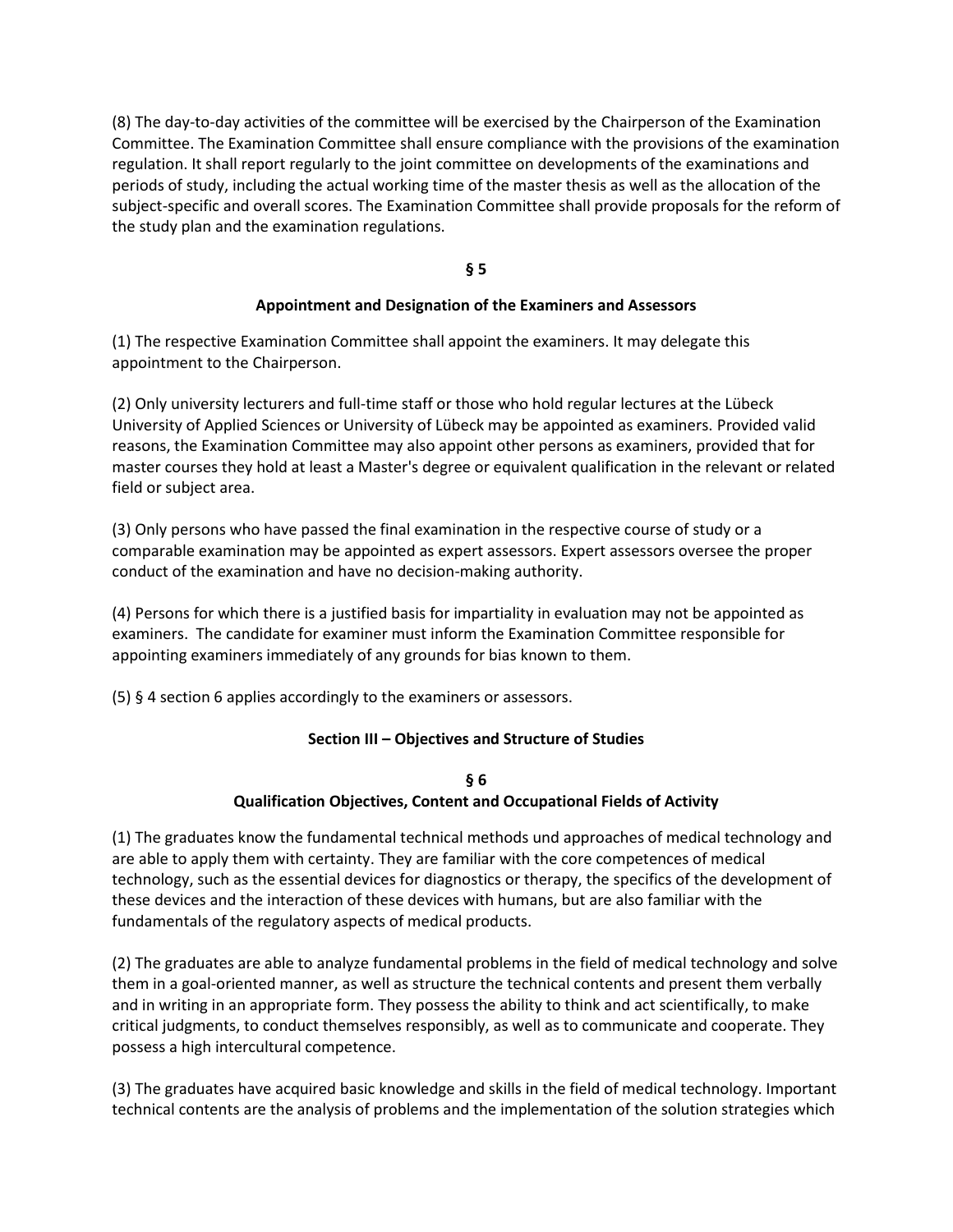(8) The day-to-day activities of the committee will be exercised by the Chairperson of the Examination Committee. The Examination Committee shall ensure compliance with the provisions of the examination regulation. It shall report regularly to the joint committee on developments of the examinations and periods of study, including the actual working time of the master thesis as well as the allocation of the subject-specific and overall scores. The Examination Committee shall provide proposals for the reform of the study plan and the examination regulations.

### § 5

### Appointment and Designation of the Examiners and Assessors

(1) The respective Examination Committee shall appoint the examiners. It may delegate this appointment to the Chairperson.

(2) Only university lecturers and full-time staff or those who hold regular lectures at the Lübeck University of Applied Sciences or University of Lübeck may be appointed as examiners. Provided valid reasons, the Examination Committee may also appoint other persons as examiners, provided that for master courses they hold at least a Master's degree or equivalent qualification in the relevant or related field or subject area.

(3) Only persons who have passed the final examination in the respective course of study or a comparable examination may be appointed as expert assessors. Expert assessors oversee the proper conduct of the examination and have no decision-making authority.

(4) Persons for which there is a justified basis for impartiality in evaluation may not be appointed as examiners. The candidate for examiner must inform the Examination Committee responsible for appointing examiners immediately of any grounds for bias known to them.

(5) § 4 section 6 applies accordingly to the examiners or assessors.

## Section III – Objectives and Structure of Studies

### § 6

### Qualification Objectives, Content and Occupational Fields of Activity

(1) The graduates know the fundamental technical methods und approaches of medical technology and are able to apply them with certainty. They are familiar with the core competences of medical technology, such as the essential devices for diagnostics or therapy, the specifics of the development of these devices and the interaction of these devices with humans, but are also familiar with the fundamentals of the regulatory aspects of medical products.

(2) The graduates are able to analyze fundamental problems in the field of medical technology and solve them in a goal-oriented manner, as well as structure the technical contents and present them verbally and in writing in an appropriate form. They possess the ability to think and act scientifically, to make critical judgments, to conduct themselves responsibly, as well as to communicate and cooperate. They possess a high intercultural competence.

(3) The graduates have acquired basic knowledge and skills in the field of medical technology. Important technical contents are the analysis of problems and the implementation of the solution strategies which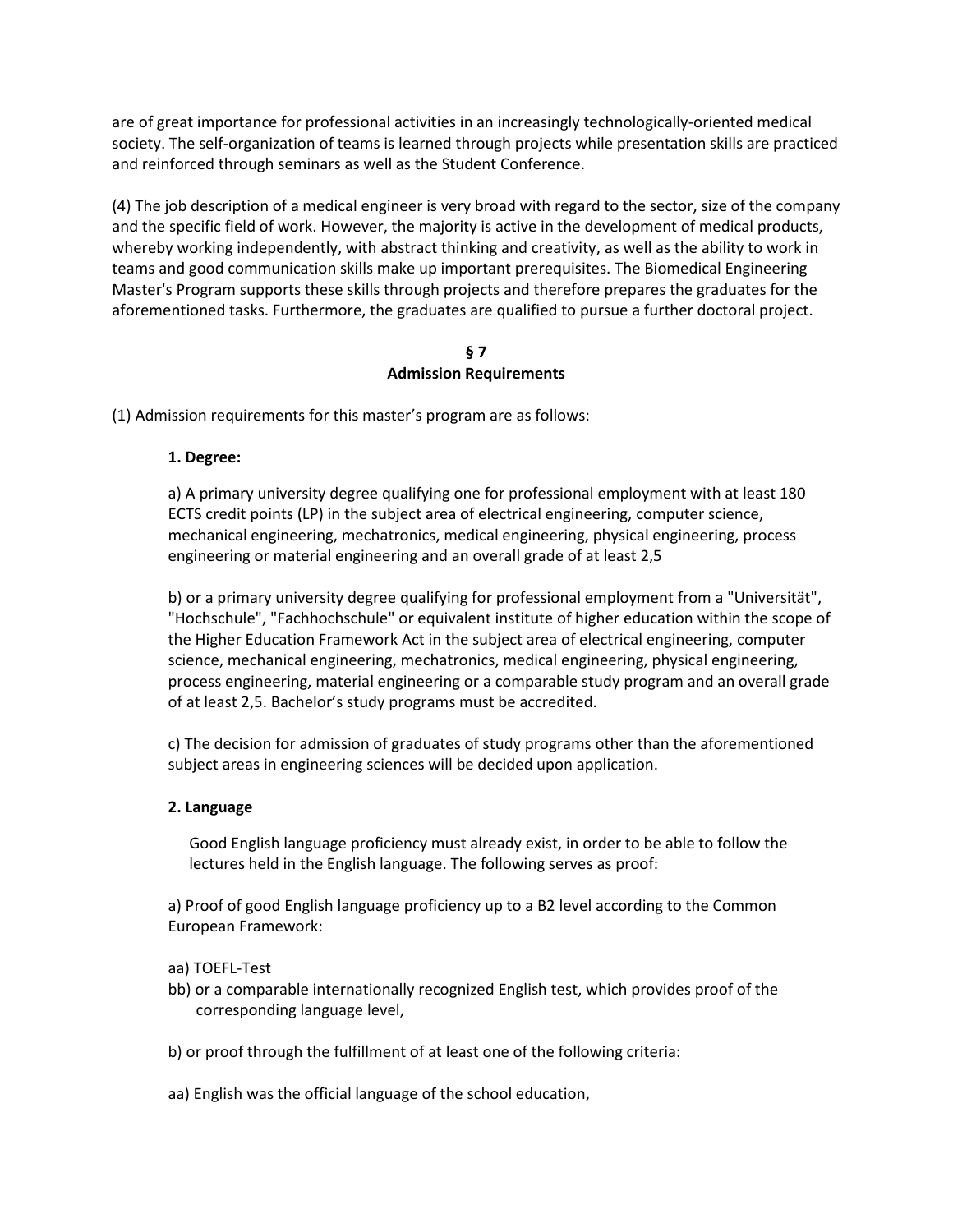are of great importance for professional activities in an increasingly technologically-oriented medical society. The self-organization of teams is learned through projects while presentation skills are practiced and reinforced through seminars as well as the Student Conference.

(4) The job description of a medical engineer is very broad with regard to the sector, size of the company and the specific field of work. However, the majority is active in the development of medical products, whereby working independently, with abstract thinking and creativity, as well as the ability to work in teams and good communication skills make up important prerequisites. The Biomedical Engineering Master's Program supports these skills through projects and therefore prepares the graduates for the aforementioned tasks. Furthermore, the graduates are qualified to pursue a further doctoral project.

## § 7
## Admission Requirements

(1) Admission requirements for this master's program are as follows:

**1. Degree:**

a) A primary university degree qualifying one for professional employment with at least 180 ECTS credit points (LP) in the subject area of electrical engineering, computer science, mechanical engineering, mechatronics, medical engineering, physical engineering, process engineering or material engineering and an overall grade of at least 2,5

b) or a primary university degree qualifying for professional employment from a "Universität", "Hochschule", "Fachhochschule" or equivalent institute of higher education within the scope of the Higher Education Framework Act in the subject area of electrical engineering, computer science, mechanical engineering, mechatronics, medical engineering, physical engineering, process engineering, material engineering or a comparable study program and an overall grade of at least 2,5. Bachelor's study programs must be accredited.

c) The decision for admission of graduates of study programs other than the aforementioned subject areas in engineering sciences will be decided upon application.

**2. Language**

Good English language proficiency must already exist, in order to be able to follow the lectures held in the English language. The following serves as proof:

a) Proof of good English language proficiency up to a B2 level according to the Common European Framework:

aa) TOEFL-Test
bb) or a comparable internationally recognized English test, which provides proof of the corresponding language level,

b) or proof through the fulfillment of at least one of the following criteria:

aa) English was the official language of the school education,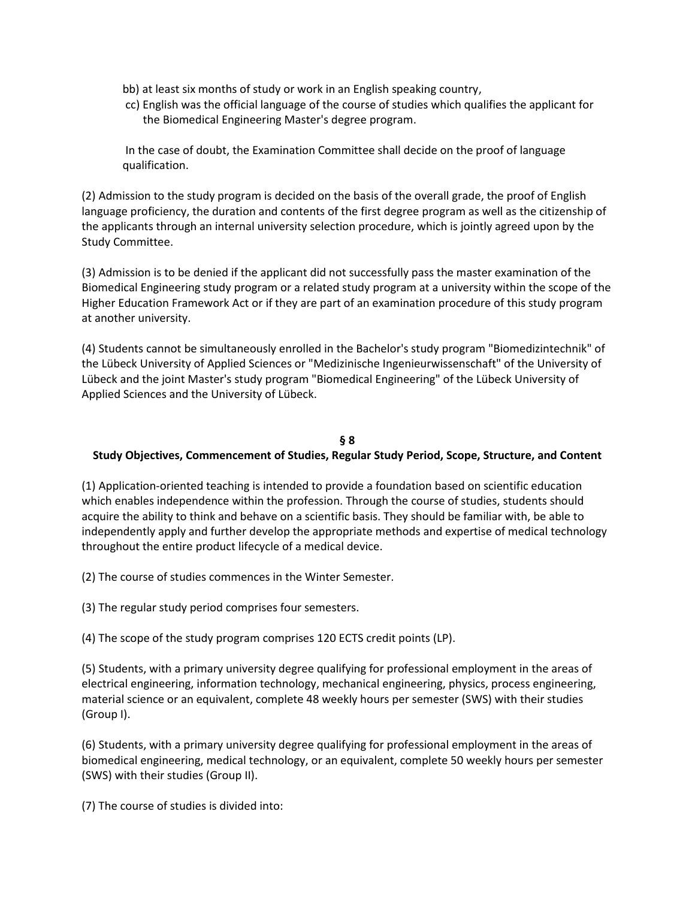bb) at least six months of study or work in an English speaking country,

cc) English was the official language of the course of studies which qualifies the applicant for the Biomedical Engineering Master's degree program.

In the case of doubt, the Examination Committee shall decide on the proof of language qualification.

(2) Admission to the study program is decided on the basis of the overall grade, the proof of English language proficiency, the duration and contents of the first degree program as well as the citizenship of the applicants through an internal university selection procedure, which is jointly agreed upon by the Study Committee.

(3) Admission is to be denied if the applicant did not successfully pass the master examination of the Biomedical Engineering study program or a related study program at a university within the scope of the Higher Education Framework Act or if they are part of an examination procedure of this study program at another university.

(4) Students cannot be simultaneously enrolled in the Bachelor's study program "Biomedizintechnik" of the Lübeck University of Applied Sciences or "Medizinische Ingenieurwissenschaft" of the University of Lübeck and the joint Master's study program "Biomedical Engineering" of the Lübeck University of Applied Sciences and the University of Lübeck.

## § 8
## Study Objectives, Commencement of Studies, Regular Study Period, Scope, Structure, and Content

(1) Application-oriented teaching is intended to provide a foundation based on scientific education which enables independence within the profession. Through the course of studies, students should acquire the ability to think and behave on a scientific basis. They should be familiar with, be able to independently apply and further develop the appropriate methods and expertise of medical technology throughout the entire product lifecycle of a medical device.

(2) The course of studies commences in the Winter Semester.

(3) The regular study period comprises four semesters.

(4) The scope of the study program comprises 120 ECTS credit points (LP).

(5) Students, with a primary university degree qualifying for professional employment in the areas of electrical engineering, information technology, mechanical engineering, physics, process engineering, material science or an equivalent, complete 48 weekly hours per semester (SWS) with their studies (Group I).

(6) Students, with a primary university degree qualifying for professional employment in the areas of biomedical engineering, medical technology, or an equivalent, complete 50 weekly hours per semester (SWS) with their studies (Group II).

(7) The course of studies is divided into: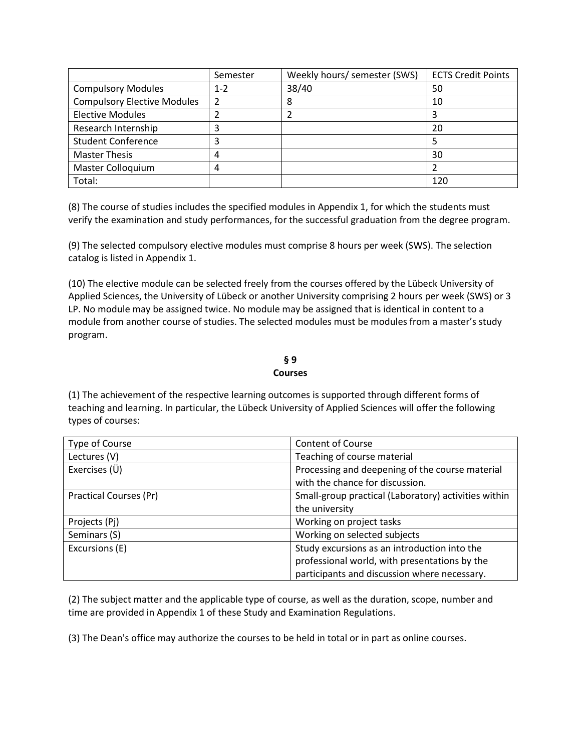| | Semester | Weekly hours/ semester (SWS) | ECTS Credit Points |
| --- | --- | --- | --- |
| Compulsory Modules | 1-2 | 38/40 | 50 |
| Compulsory Elective Modules | 2 | 8 | 10 |
| Elective Modules | 2 | 2 | 3 |
| Research Internship | 3 | | 20 |
| Student Conference | 3 | | 5 |
| Master Thesis | 4 | | 30 |
| Master Colloquium | 4 | | 2 |
| Total: | | | 120 |

(8) The course of studies includes the specified modules in Appendix 1, for which the students must verify the examination and study performances, for the successful graduation from the degree program.

(9) The selected compulsory elective modules must comprise 8 hours per week (SWS). The selection catalog is listed in Appendix 1.

(10) The elective module can be selected freely from the courses offered by the Lübeck University of Applied Sciences, the University of Lübeck or another University comprising 2 hours per week (SWS) or 3 LP. No module may be assigned twice. No module may be assigned that is identical in content to a module from another course of studies. The selected modules must be modules from a master's study program.

## § 9
## Courses

(1) The achievement of the respective learning outcomes is supported through different forms of teaching and learning. In particular, the Lübeck University of Applied Sciences will offer the following types of courses:

| Type of Course | Content of Course |
| --- | --- |
| Lectures (V) | Teaching of course material |
| Exercises (Ü) | Processing and deepening of the course material with the chance for discussion. |
| Practical Courses (Pr) | Small-group practical (Laboratory) activities within the university |
| Projects (Pj) | Working on project tasks |
| Seminars (S) | Working on selected subjects |
| Excursions (E) | Study excursions as an introduction into the professional world, with presentations by the participants and discussion where necessary. |

(2) The subject matter and the applicable type of course, as well as the duration, scope, number and time are provided in Appendix 1 of these Study and Examination Regulations.

(3) The Dean's office may authorize the courses to be held in total or in part as online courses.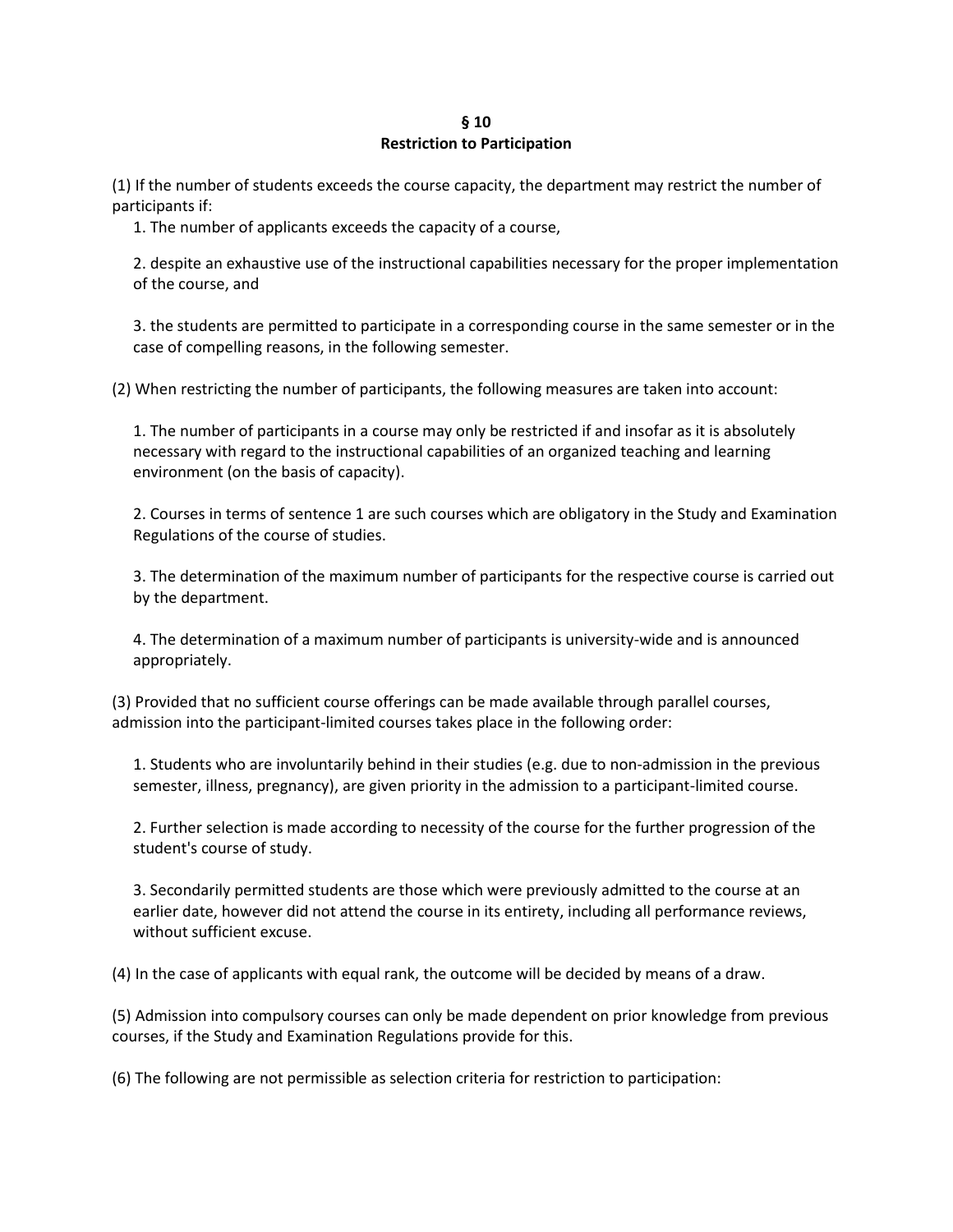## § 10
## Restriction to Participation

(1) If the number of students exceeds the course capacity, the department may restrict the number of participants if:

1. The number of applicants exceeds the capacity of a course,

2. despite an exhaustive use of the instructional capabilities necessary for the proper implementation of the course, and

3. the students are permitted to participate in a corresponding course in the same semester or in the case of compelling reasons, in the following semester.

(2) When restricting the number of participants, the following measures are taken into account:

1. The number of participants in a course may only be restricted if and insofar as it is absolutely necessary with regard to the instructional capabilities of an organized teaching and learning environment (on the basis of capacity).

2. Courses in terms of sentence 1 are such courses which are obligatory in the Study and Examination Regulations of the course of studies.

3. The determination of the maximum number of participants for the respective course is carried out by the department.

4. The determination of a maximum number of participants is university-wide and is announced appropriately.

(3) Provided that no sufficient course offerings can be made available through parallel courses, admission into the participant-limited courses takes place in the following order:

1. Students who are involuntarily behind in their studies (e.g. due to non-admission in the previous semester, illness, pregnancy), are given priority in the admission to a participant-limited course.

2. Further selection is made according to necessity of the course for the further progression of the student's course of study.

3. Secondarily permitted students are those which were previously admitted to the course at an earlier date, however did not attend the course in its entirety, including all performance reviews, without sufficient excuse.

(4) In the case of applicants with equal rank, the outcome will be decided by means of a draw.

(5) Admission into compulsory courses can only be made dependent on prior knowledge from previous courses, if the Study and Examination Regulations provide for this.

(6) The following are not permissible as selection criteria for restriction to participation: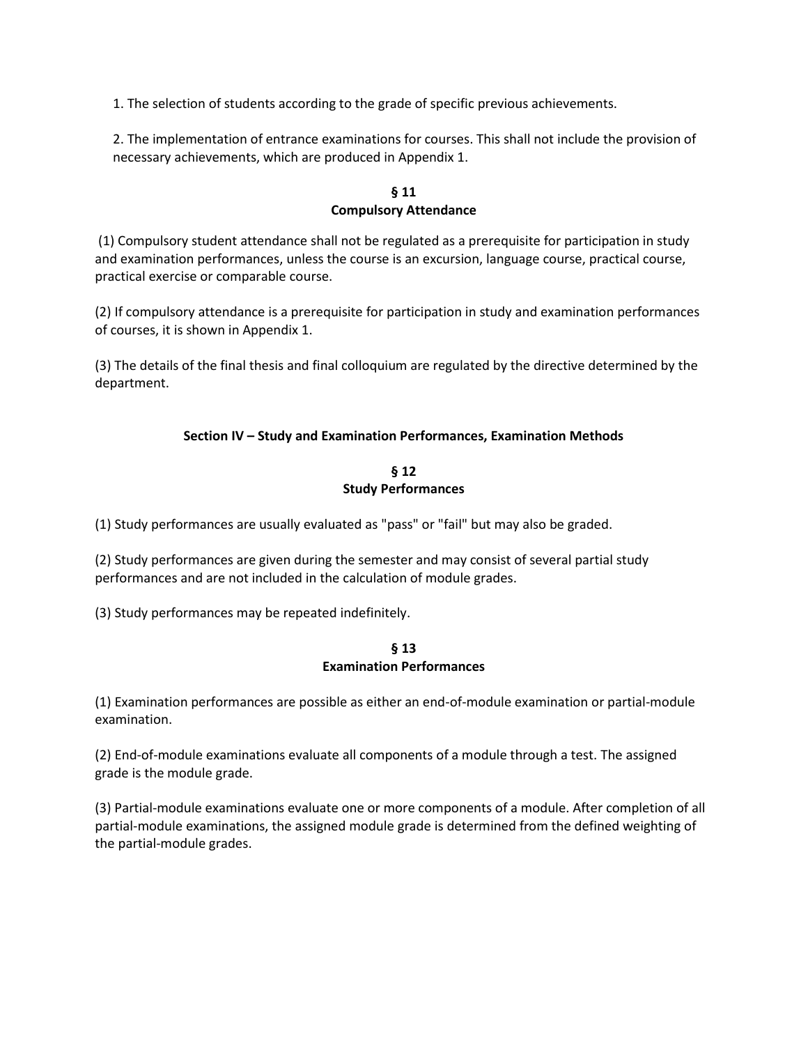1. The selection of students according to the grade of specific previous achievements.

2. The implementation of entrance examinations for courses. This shall not include the provision of necessary achievements, which are produced in Appendix 1.

### § 11
### Compulsory Attendance

(1) Compulsory student attendance shall not be regulated as a prerequisite for participation in study and examination performances, unless the course is an excursion, language course, practical course, practical exercise or comparable course.

(2) If compulsory attendance is a prerequisite for participation in study and examination performances of courses, it is shown in Appendix 1.

(3) The details of the final thesis and final colloquium are regulated by the directive determined by the department.

## Section IV – Study and Examination Performances, Examination Methods

### § 12
### Study Performances

(1) Study performances are usually evaluated as "pass" or "fail" but may also be graded.

(2) Study performances are given during the semester and may consist of several partial study performances and are not included in the calculation of module grades.

(3) Study performances may be repeated indefinitely.

### § 13
### Examination Performances

(1) Examination performances are possible as either an end-of-module examination or partial-module examination.

(2) End-of-module examinations evaluate all components of a module through a test. The assigned grade is the module grade.

(3) Partial-module examinations evaluate one or more components of a module. After completion of all partial-module examinations, the assigned module grade is determined from the defined weighting of the partial-module grades.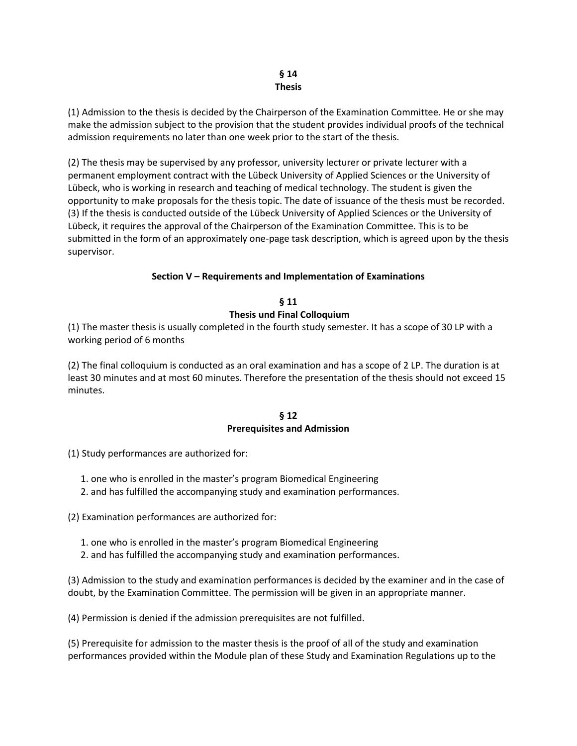## § 14
## Thesis

(1) Admission to the thesis is decided by the Chairperson of the Examination Committee. He or she may make the admission subject to the provision that the student provides individual proofs of the technical admission requirements no later than one week prior to the start of the thesis.

(2) The thesis may be supervised by any professor, university lecturer or private lecturer with a permanent employment contract with the Lübeck University of Applied Sciences or the University of Lübeck, who is working in research and teaching of medical technology. The student is given the opportunity to make proposals for the thesis topic. The date of issuance of the thesis must be recorded.
(3) If the thesis is conducted outside of the Lübeck University of Applied Sciences or the University of Lübeck, it requires the approval of the Chairperson of the Examination Committee. This is to be submitted in the form of an approximately one-page task description, which is agreed upon by the thesis supervisor.

### Section V – Requirements and Implementation of Examinations

## § 11
## Thesis und Final Colloquium

(1) The master thesis is usually completed in the fourth study semester. It has a scope of 30 LP with a working period of 6 months

(2) The final colloquium is conducted as an oral examination and has a scope of 2 LP. The duration is at least 30 minutes and at most 60 minutes. Therefore the presentation of the thesis should not exceed 15 minutes.

## § 12
## Prerequisites and Admission

(1) Study performances are authorized for:

1. one who is enrolled in the master's program Biomedical Engineering
2. and has fulfilled the accompanying study and examination performances.

(2) Examination performances are authorized for:

1. one who is enrolled in the master's program Biomedical Engineering
2. and has fulfilled the accompanying study and examination performances.

(3) Admission to the study and examination performances is decided by the examiner and in the case of doubt, by the Examination Committee. The permission will be given in an appropriate manner.

(4) Permission is denied if the admission prerequisites are not fulfilled.

(5) Prerequisite for admission to the master thesis is the proof of all of the study and examination performances provided within the Module plan of these Study and Examination Regulations up to the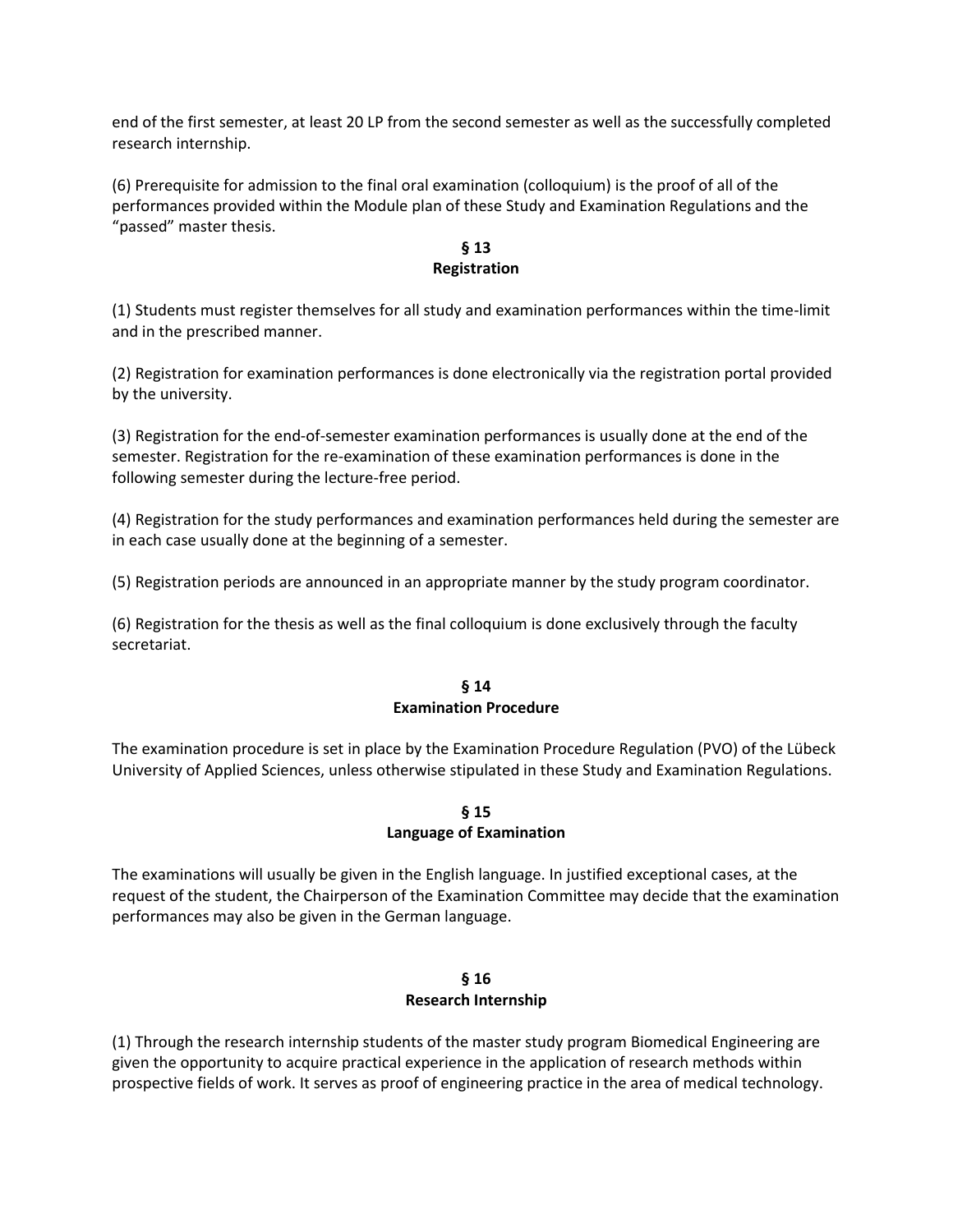end of the first semester, at least 20 LP from the second semester as well as the successfully completed research internship.

(6) Prerequisite for admission to the final oral examination (colloquium) is the proof of all of the performances provided within the Module plan of these Study and Examination Regulations and the "passed" master thesis.

## § 13
## Registration

(1) Students must register themselves for all study and examination performances within the time-limit and in the prescribed manner.

(2) Registration for examination performances is done electronically via the registration portal provided by the university.

(3) Registration for the end-of-semester examination performances is usually done at the end of the semester. Registration for the re-examination of these examination performances is done in the following semester during the lecture-free period.

(4) Registration for the study performances and examination performances held during the semester are in each case usually done at the beginning of a semester.

(5) Registration periods are announced in an appropriate manner by the study program coordinator.

(6) Registration for the thesis as well as the final colloquium is done exclusively through the faculty secretariat.

## § 14
## Examination Procedure

The examination procedure is set in place by the Examination Procedure Regulation (PVO) of the Lübeck University of Applied Sciences, unless otherwise stipulated in these Study and Examination Regulations.

## § 15
## Language of Examination

The examinations will usually be given in the English language. In justified exceptional cases, at the request of the student, the Chairperson of the Examination Committee may decide that the examination performances may also be given in the German language.

## § 16
## Research Internship

(1) Through the research internship students of the master study program Biomedical Engineering are given the opportunity to acquire practical experience in the application of research methods within prospective fields of work. It serves as proof of engineering practice in the area of medical technology.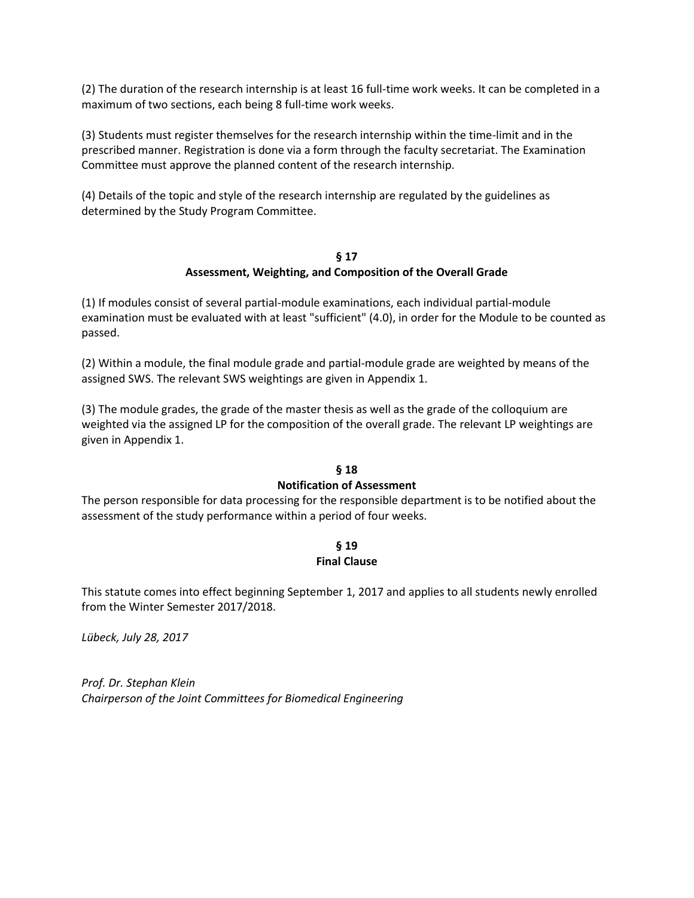(2) The duration of the research internship is at least 16 full-time work weeks. It can be completed in a maximum of two sections, each being 8 full-time work weeks.

(3) Students must register themselves for the research internship within the time-limit and in the prescribed manner. Registration is done via a form through the faculty secretariat. The Examination Committee must approve the planned content of the research internship.

(4) Details of the topic and style of the research internship are regulated by the guidelines as determined by the Study Program Committee.

## § 17
## Assessment, Weighting, and Composition of the Overall Grade

(1) If modules consist of several partial-module examinations, each individual partial-module examination must be evaluated with at least "sufficient" (4.0), in order for the Module to be counted as passed.

(2) Within a module, the final module grade and partial-module grade are weighted by means of the assigned SWS. The relevant SWS weightings are given in Appendix 1.

(3) The module grades, the grade of the master thesis as well as the grade of the colloquium are weighted via the assigned LP for the composition of the overall grade. The relevant LP weightings are given in Appendix 1.

## § 18
## Notification of Assessment

The person responsible for data processing for the responsible department is to be notified about the assessment of the study performance within a period of four weeks.

## § 19
## Final Clause

This statute comes into effect beginning September 1, 2017 and applies to all students newly enrolled from the Winter Semester 2017/2018.

*Lübeck, July 28, 2017*

*Prof. Dr. Stephan Klein*
*Chairperson of the Joint Committees for Biomedical Engineering*